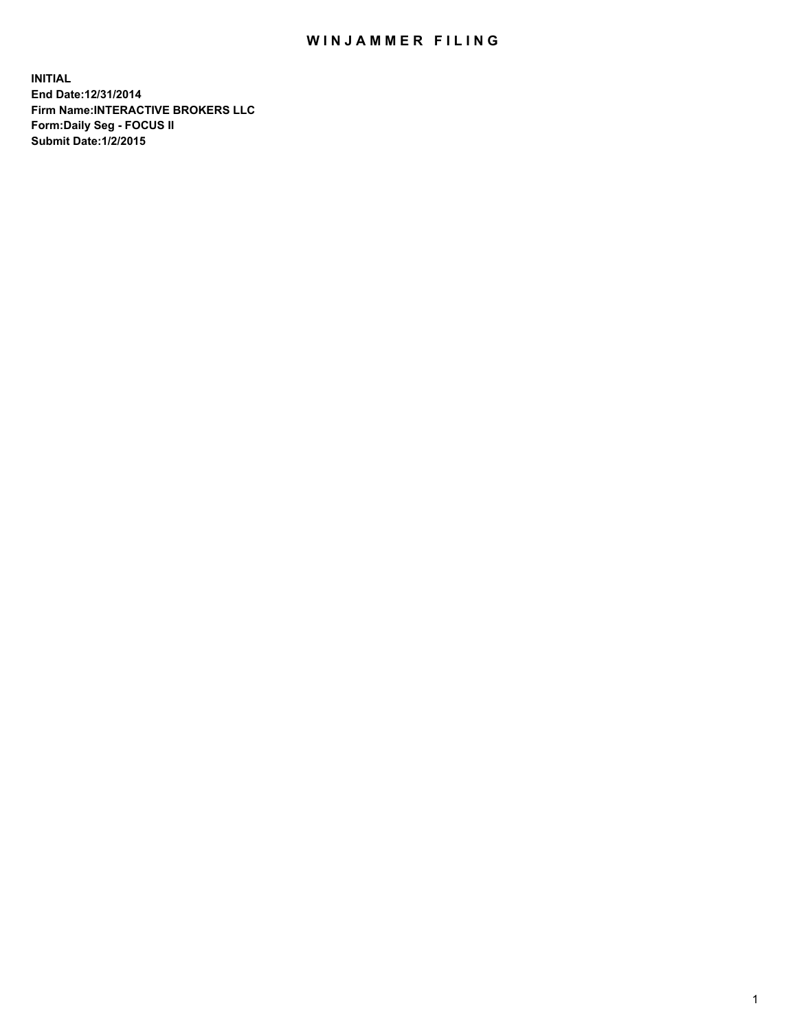# WINJAMMER FILING

**INITIAL**
**End Date:12/31/2014**
**Firm Name:INTERACTIVE BROKERS LLC**
**Form:Daily Seg - FOCUS II**
**Submit Date:1/2/2015**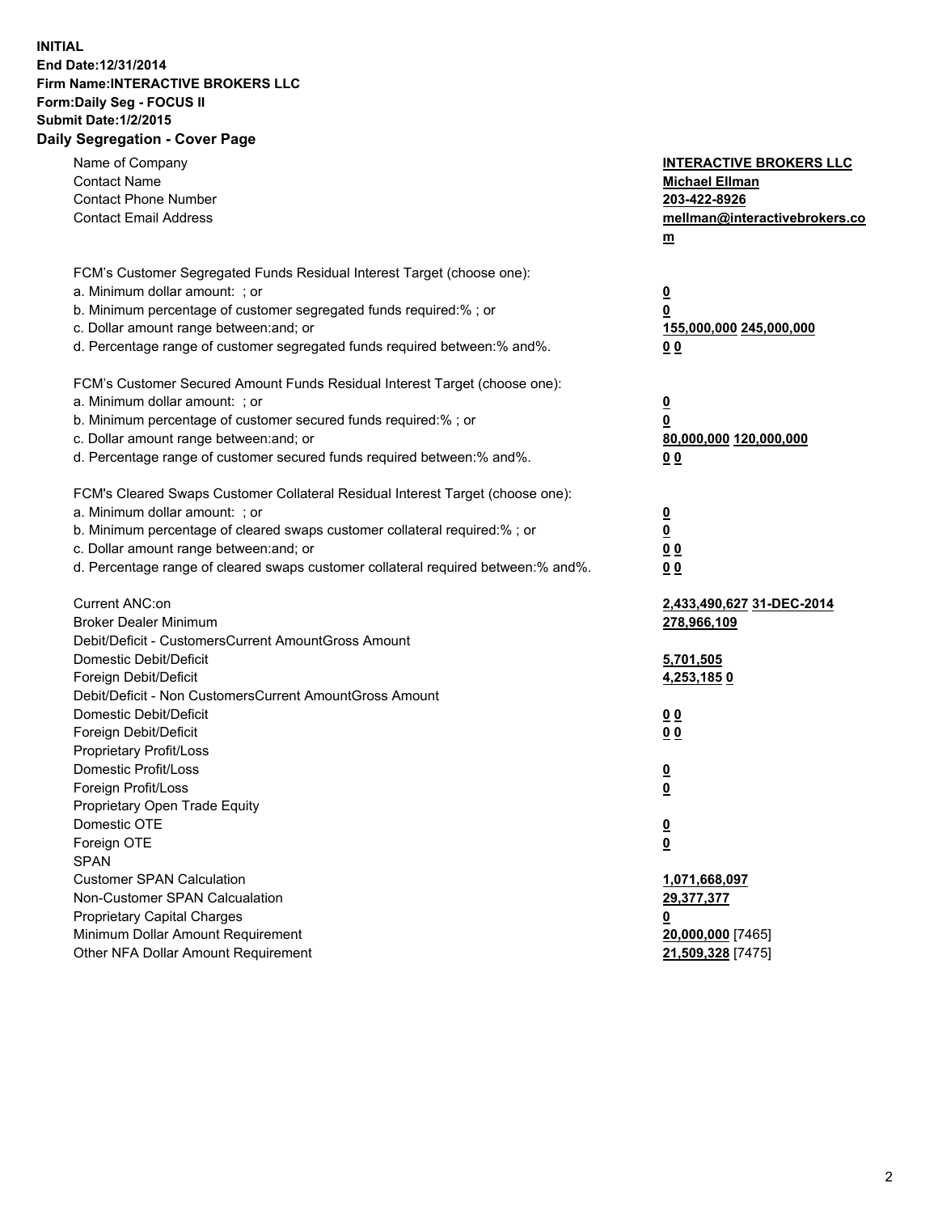**INITIAL**
**End Date:12/31/2014**
**Firm Name:INTERACTIVE BROKERS LLC**
**Form:Daily Seg - FOCUS II**
**Submit Date:1/2/2015**

## Daily Segregation - Cover Page

| | |
|---|---|
| Name of Company | **INTERACTIVE BROKERS LLC** |
| Contact Name | **Michael Ellman** |
| Contact Phone Number | **203-422-8926** |
| Contact Email Address | **mellman@interactivebrokers.com** |
| FCM's Customer Segregated Funds Residual Interest Target (choose one): | |
| a. Minimum dollar amount: ; or | **0** |
| b. Minimum percentage of customer segregated funds required:% ; or | **0** |
| c. Dollar amount range between:and; or | **155,000,000** **245,000,000** |
| d. Percentage range of customer segregated funds required between:% and%. | **0** **0** |
| FCM's Customer Secured Amount Funds Residual Interest Target (choose one): | |
| a. Minimum dollar amount: ; or | **0** |
| b. Minimum percentage of customer secured funds required:% ; or | **0** |
| c. Dollar amount range between:and; or | **80,000,000** **120,000,000** |
| d. Percentage range of customer secured funds required between:% and%. | **0** **0** |
| FCM's Cleared Swaps Customer Collateral Residual Interest Target (choose one): | |
| a. Minimum dollar amount: ; or | **0** |
| b. Minimum percentage of cleared swaps customer collateral required:% ; or | **0** |
| c. Dollar amount range between:and; or | **0** **0** |
| d. Percentage range of cleared swaps customer collateral required between:% and%. | **0** **0** |
| Current ANC:on | **2,433,490,627** **31-DEC-2014** |
| Broker Dealer Minimum | **278,966,109** |
| Debit/Deficit - CustomersCurrent AmountGross Amount | |
| Domestic Debit/Deficit | **5,701,505** |
| Foreign Debit/Deficit | **4,253,185** **0** |
| Debit/Deficit - Non CustomersCurrent AmountGross Amount | |
| Domestic Debit/Deficit | **0** **0** |
| Foreign Debit/Deficit | **0** **0** |
| Proprietary Profit/Loss | |
| Domestic Profit/Loss | **0** |
| Foreign Profit/Loss | **0** |
| Proprietary Open Trade Equity | |
| Domestic OTE | **0** |
| Foreign OTE | **0** |
| SPAN | |
| Customer SPAN Calculation | **1,071,668,097** |
| Non-Customer SPAN Calcualation | **29,377,377** |
| Proprietary Capital Charges | **0** |
| Minimum Dollar Amount Requirement | **20,000,000** [7465] |
| Other NFA Dollar Amount Requirement | **21,509,328** [7475] |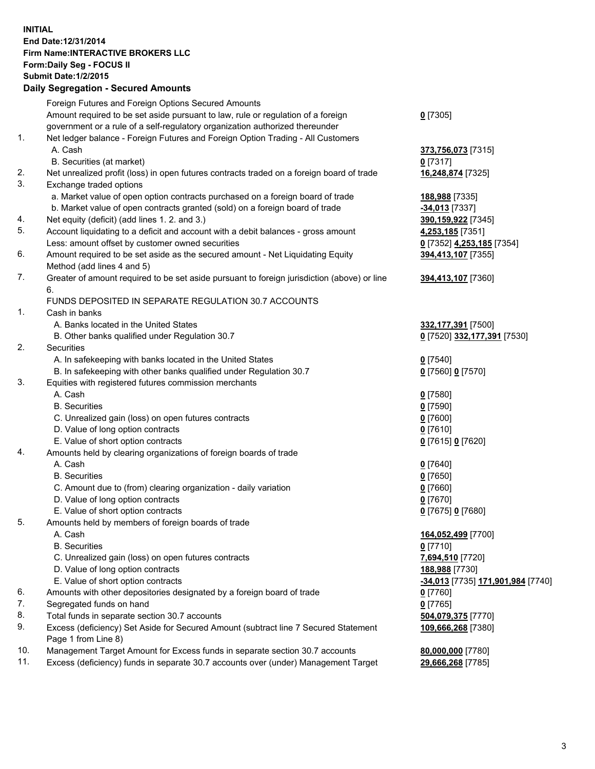**INITIAL**
**End Date:12/31/2014**
**Firm Name:INTERACTIVE BROKERS LLC**
**Form:Daily Seg - FOCUS II**
**Submit Date:1/2/2015**

## Daily Segregation - Secured Amounts

| | | |
|---|---|---|
| | Foreign Futures and Foreign Options Secured Amounts | |
| | Amount required to be set aside pursuant to law, rule or regulation of a foreign government or a rule of a self-regulatory organization authorized thereunder | **0** [7305] |
| 1. | Net ledger balance - Foreign Futures and Foreign Option Trading - All Customers | |
| | A. Cash | **373,756,073** [7315] |
| | B. Securities (at market) | **0** [7317] |
| 2. | Net unrealized profit (loss) in open futures contracts traded on a foreign board of trade | **16,248,874** [7325] |
| 3. | Exchange traded options | |
| | a. Market value of open option contracts purchased on a foreign board of trade | **188,988** [7335] |
| | b. Market value of open contracts granted (sold) on a foreign board of trade | **-34,013** [7337] |
| 4. | Net equity (deficit) (add lines 1. 2. and 3.) | **390,159,922** [7345] |
| 5. | Account liquidating to a deficit and account with a debit balances - gross amount | **4,253,185** [7351] |
| | Less: amount offset by customer owned securities | **0** [7352] **4,253,185** [7354] |
| 6. | Amount required to be set aside as the secured amount - Net Liquidating Equity Method (add lines 4 and 5) | **394,413,107** [7355] |
| 7. | Greater of amount required to be set aside pursuant to foreign jurisdiction (above) or line 6. | **394,413,107** [7360] |
| | FUNDS DEPOSITED IN SEPARATE REGULATION 30.7 ACCOUNTS | |
| 1. | Cash in banks | |
| | A. Banks located in the United States | **332,177,391** [7500] |
| | B. Other banks qualified under Regulation 30.7 | **0** [7520] **332,177,391** [7530] |
| 2. | Securities | |
| | A. In safekeeping with banks located in the United States | **0** [7540] |
| | B. In safekeeping with other banks qualified under Regulation 30.7 | **0** [7560] **0** [7570] |
| 3. | Equities with registered futures commission merchants | |
| | A. Cash | **0** [7580] |
| | B. Securities | **0** [7590] |
| | C. Unrealized gain (loss) on open futures contracts | **0** [7600] |
| | D. Value of long option contracts | **0** [7610] |
| | E. Value of short option contracts | **0** [7615] **0** [7620] |
| 4. | Amounts held by clearing organizations of foreign boards of trade | |
| | A. Cash | **0** [7640] |
| | B. Securities | **0** [7650] |
| | C. Amount due to (from) clearing organization - daily variation | **0** [7660] |
| | D. Value of long option contracts | **0** [7670] |
| | E. Value of short option contracts | **0** [7675] **0** [7680] |
| 5. | Amounts held by members of foreign boards of trade | |
| | A. Cash | **164,052,499** [7700] |
| | B. Securities | **0** [7710] |
| | C. Unrealized gain (loss) on open futures contracts | **7,694,510** [7720] |
| | D. Value of long option contracts | **188,988** [7730] |
| | E. Value of short option contracts | **-34,013** [7735] **171,901,984** [7740] |
| 6. | Amounts with other depositories designated by a foreign board of trade | **0** [7760] |
| 7. | Segregated funds on hand | **0** [7765] |
| 8. | Total funds in separate section 30.7 accounts | **504,079,375** [7770] |
| 9. | Excess (deficiency) Set Aside for Secured Amount (subtract line 7 Secured Statement Page 1 from Line 8) | **109,666,268** [7380] |
| 10. | Management Target Amount for Excess funds in separate section 30.7 accounts | **80,000,000** [7780] |
| 11. | Excess (deficiency) funds in separate 30.7 accounts over (under) Management Target | **29,666,268** [7785] |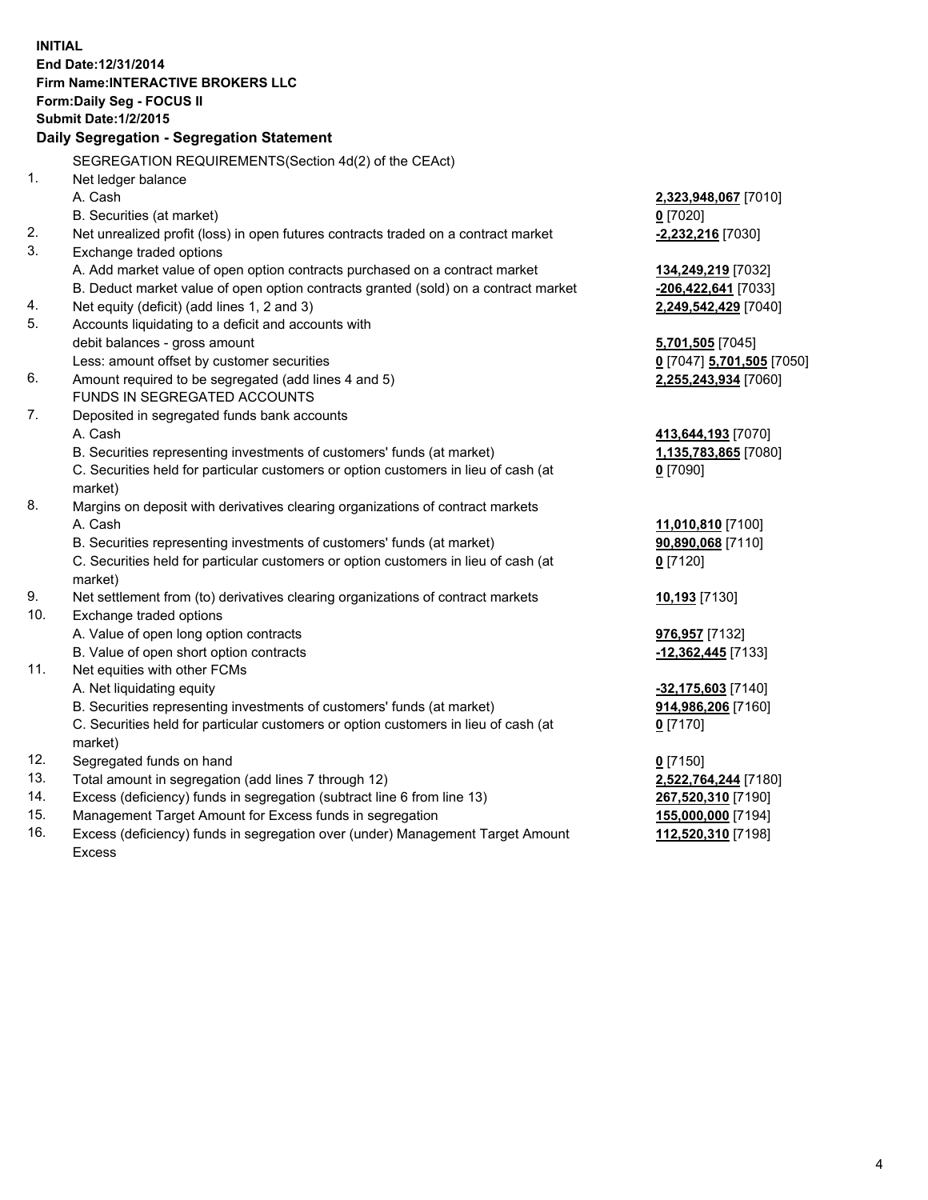**INITIAL**
**End Date:12/31/2014**
**Firm Name:INTERACTIVE BROKERS LLC**
**Form:Daily Seg - FOCUS II**
**Submit Date:1/2/2015**

## Daily Segregation - Segregation Statement

SEGREGATION REQUIREMENTS(Section 4d(2) of the CEAct)

| | | |
|---|---|---|
| 1. | Net ledger balance | |
| | A. Cash | **2,323,948,067** [7010] |
| | B. Securities (at market) | **0** [7020] |
| 2. | Net unrealized profit (loss) in open futures contracts traded on a contract market | **-2,232,216** [7030] |
| 3. | Exchange traded options | |
| | A. Add market value of open option contracts purchased on a contract market | **134,249,219** [7032] |
| | B. Deduct market value of open option contracts granted (sold) on a contract market | **-206,422,641** [7033] |
| 4. | Net equity (deficit) (add lines 1, 2 and 3) | **2,249,542,429** [7040] |
| 5. | Accounts liquidating to a deficit and accounts with debit balances - gross amount | **5,701,505** [7045] |
| | Less: amount offset by customer securities | **0** [7047] **5,701,505** [7050] |
| 6. | Amount required to be segregated (add lines 4 and 5) | **2,255,243,934** [7060] |
| | FUNDS IN SEGREGATED ACCOUNTS | |
| 7. | Deposited in segregated funds bank accounts | |
| | A. Cash | **413,644,193** [7070] |
| | B. Securities representing investments of customers' funds (at market) | **1,135,783,865** [7080] |
| | C. Securities held for particular customers or option customers in lieu of cash (at market) | **0** [7090] |
| 8. | Margins on deposit with derivatives clearing organizations of contract markets | |
| | A. Cash | **11,010,810** [7100] |
| | B. Securities representing investments of customers' funds (at market) | **90,890,068** [7110] |
| | C. Securities held for particular customers or option customers in lieu of cash (at market) | **0** [7120] |
| 9. | Net settlement from (to) derivatives clearing organizations of contract markets | **10,193** [7130] |
| 10. | Exchange traded options | |
| | A. Value of open long option contracts | **976,957** [7132] |
| | B. Value of open short option contracts | **-12,362,445** [7133] |
| 11. | Net equities with other FCMs | |
| | A. Net liquidating equity | **-32,175,603** [7140] |
| | B. Securities representing investments of customers' funds (at market) | **914,986,206** [7160] |
| | C. Securities held for particular customers or option customers in lieu of cash (at market) | **0** [7170] |
| 12. | Segregated funds on hand | **0** [7150] |
| 13. | Total amount in segregation (add lines 7 through 12) | **2,522,764,244** [7180] |
| 14. | Excess (deficiency) funds in segregation (subtract line 6 from line 13) | **267,520,310** [7190] |
| 15. | Management Target Amount for Excess funds in segregation | **155,000,000** [7194] |
| 16. | Excess (deficiency) funds in segregation over (under) Management Target Amount Excess | **112,520,310** [7198] |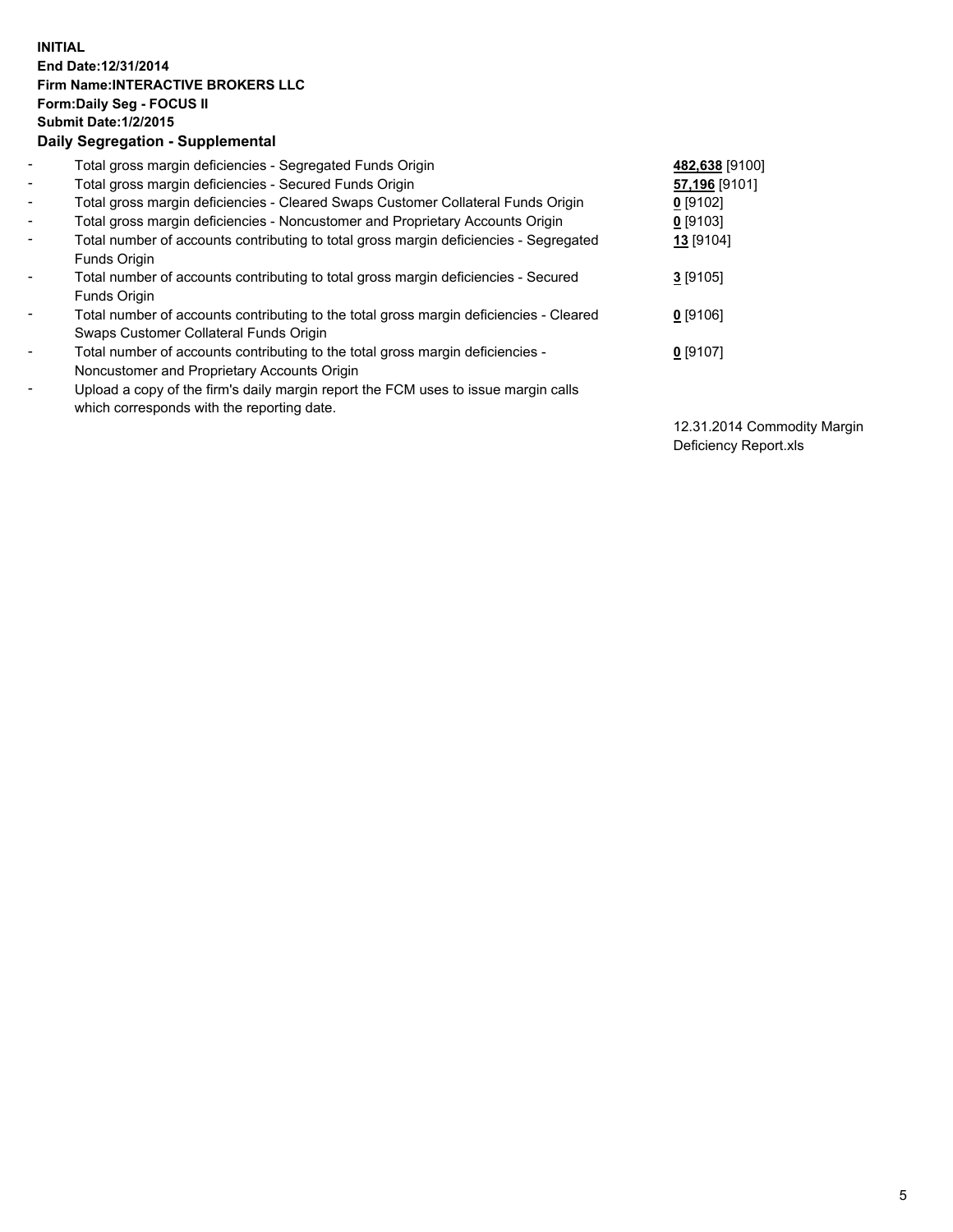**INITIAL**
**End Date:12/31/2014**
**Firm Name:INTERACTIVE BROKERS LLC**
**Form:Daily Seg - FOCUS II**
**Submit Date:1/2/2015**

## Daily Segregation - Supplemental

| | | |
|---|---|---|
| - | Total gross margin deficiencies - Segregated Funds Origin | **482,638** [9100] |
| - | Total gross margin deficiencies - Secured Funds Origin | **57,196** [9101] |
| - | Total gross margin deficiencies - Cleared Swaps Customer Collateral Funds Origin | **0** [9102] |
| - | Total gross margin deficiencies - Noncustomer and Proprietary Accounts Origin | **0** [9103] |
| - | Total number of accounts contributing to total gross margin deficiencies - Segregated Funds Origin | **13** [9104] |
| - | Total number of accounts contributing to total gross margin deficiencies - Secured Funds Origin | **3** [9105] |
| - | Total number of accounts contributing to the total gross margin deficiencies - Cleared Swaps Customer Collateral Funds Origin | **0** [9106] |
| - | Total number of accounts contributing to the total gross margin deficiencies - Noncustomer and Proprietary Accounts Origin | **0** [9107] |
| - | Upload a copy of the firm's daily margin report the FCM uses to issue margin calls which corresponds with the reporting date. | 12.31.2014 Commodity Margin Deficiency Report.xls |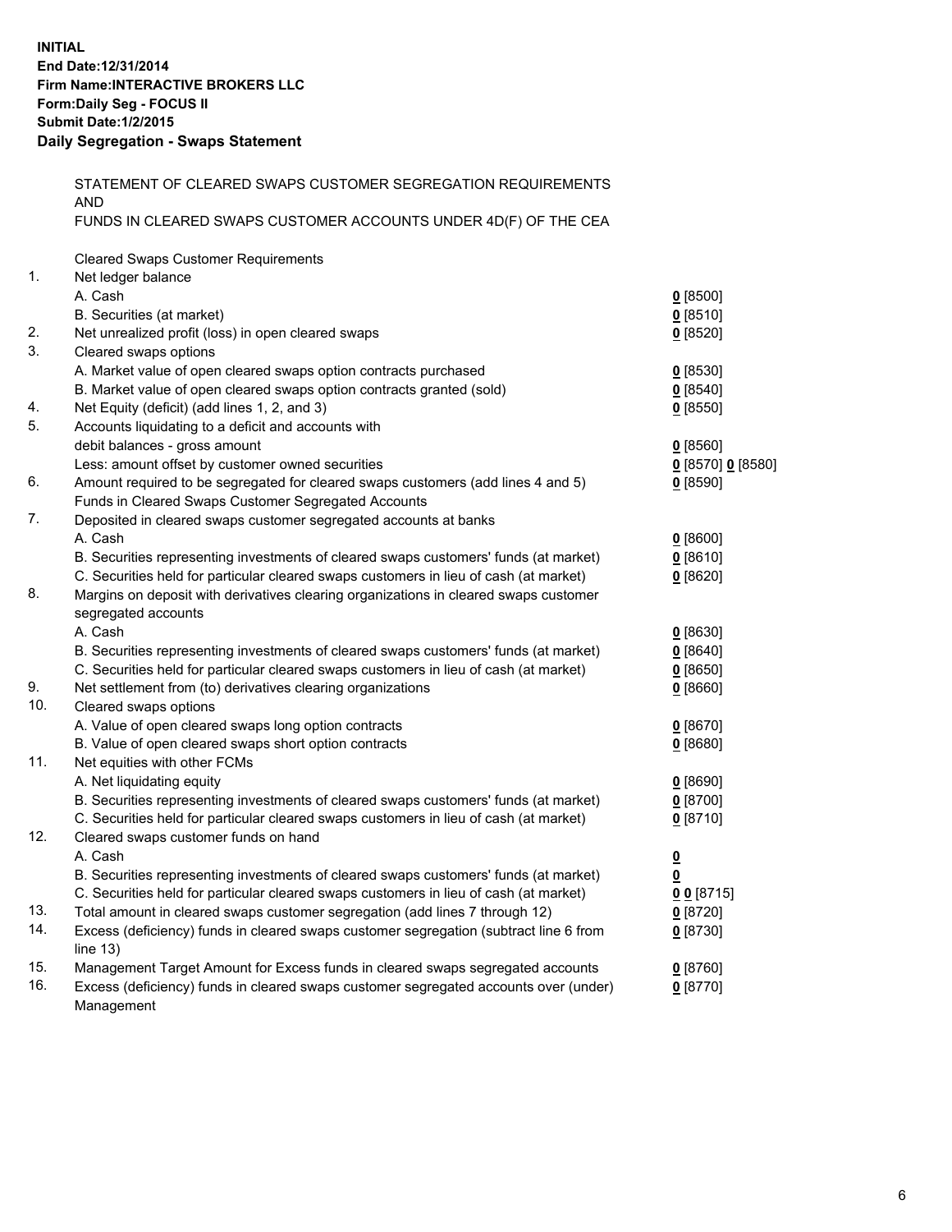**INITIAL**
**End Date:12/31/2014**
**Firm Name:INTERACTIVE BROKERS LLC**
**Form:Daily Seg - FOCUS II**
**Submit Date:1/2/2015**
**Daily Segregation - Swaps Statement**

STATEMENT OF CLEARED SWAPS CUSTOMER SEGREGATION REQUIREMENTS
AND
FUNDS IN CLEARED SWAPS CUSTOMER ACCOUNTS UNDER 4D(F) OF THE CEA

| | | |
|---|---|---|
| | Cleared Swaps Customer Requirements | |
| 1. | Net ledger balance | |
| | A. Cash | 0 [8500] |
| | B. Securities (at market) | 0 [8510] |
| 2. | Net unrealized profit (loss) in open cleared swaps | 0 [8520] |
| 3. | Cleared swaps options | |
| | A. Market value of open cleared swaps option contracts purchased | 0 [8530] |
| | B. Market value of open cleared swaps option contracts granted (sold) | 0 [8540] |
| 4. | Net Equity (deficit) (add lines 1, 2, and 3) | 0 [8550] |
| 5. | Accounts liquidating to a deficit and accounts with debit balances - gross amount | 0 [8560] |
| | Less: amount offset by customer owned securities | 0 [8570] 0 [8580] |
| 6. | Amount required to be segregated for cleared swaps customers (add lines 4 and 5) | 0 [8590] |
| | Funds in Cleared Swaps Customer Segregated Accounts | |
| 7. | Deposited in cleared swaps customer segregated accounts at banks | |
| | A. Cash | 0 [8600] |
| | B. Securities representing investments of cleared swaps customers' funds (at market) | 0 [8610] |
| | C. Securities held for particular cleared swaps customers in lieu of cash (at market) | 0 [8620] |
| 8. | Margins on deposit with derivatives clearing organizations in cleared swaps customer segregated accounts | |
| | A. Cash | 0 [8630] |
| | B. Securities representing investments of cleared swaps customers' funds (at market) | 0 [8640] |
| | C. Securities held for particular cleared swaps customers in lieu of cash (at market) | 0 [8650] |
| 9. | Net settlement from (to) derivatives clearing organizations | 0 [8660] |
| 10. | Cleared swaps options | |
| | A. Value of open cleared swaps long option contracts | 0 [8670] |
| | B. Value of open cleared swaps short option contracts | 0 [8680] |
| 11. | Net equities with other FCMs | |
| | A. Net liquidating equity | 0 [8690] |
| | B. Securities representing investments of cleared swaps customers' funds (at market) | 0 [8700] |
| | C. Securities held for particular cleared swaps customers in lieu of cash (at market) | 0 [8710] |
| 12. | Cleared swaps customer funds on hand | |
| | A. Cash | 0 |
| | B. Securities representing investments of cleared swaps customers' funds (at market) | 0 |
| | C. Securities held for particular cleared swaps customers in lieu of cash (at market) | 0 0 [8715] |
| 13. | Total amount in cleared swaps customer segregation (add lines 7 through 12) | 0 [8720] |
| 14. | Excess (deficiency) funds in cleared swaps customer segregation (subtract line 6 from line 13) | 0 [8730] |
| 15. | Management Target Amount for Excess funds in cleared swaps segregated accounts | 0 [8760] |
| 16. | Excess (deficiency) funds in cleared swaps customer segregated accounts over (under) Management | 0 [8770] |